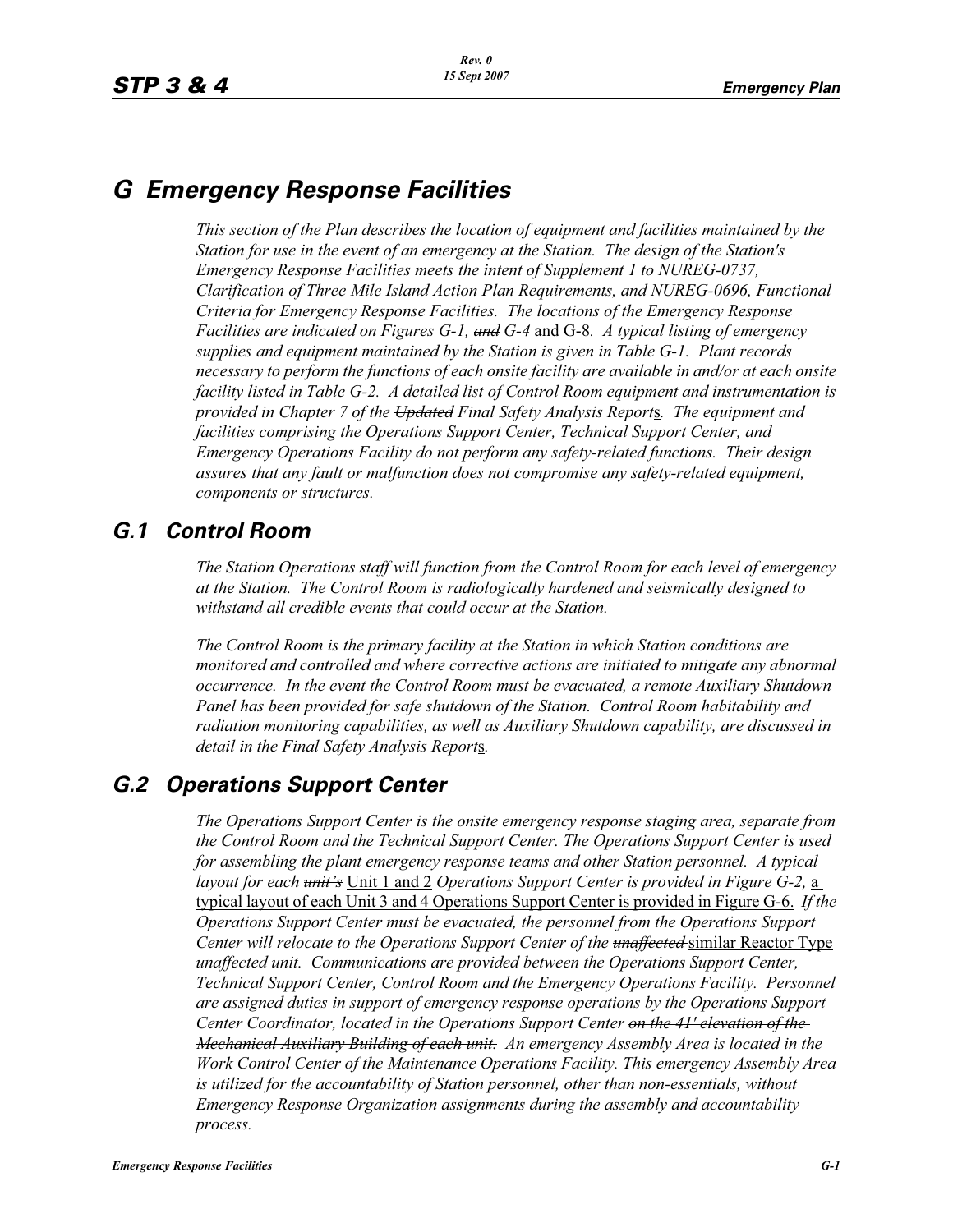# G Emergency Response Facilities

*This section of the Plan describes the location of equipment and facilities maintained by the Station for use in the event of an emergency at the Station. The design of the Station's Emergency Response Facilities meets the intent of Supplement 1 to NUREG-0737, Clarification of Three Mile Island Action Plan Requirements, and NUREG-0696, Functional Criteria for Emergency Response Facilities. The locations of the Emergency Response Facilities are indicated on Figures G-1, ~~and~~ G-4* <u>and G-8</u>. *A typical listing of emergency supplies and equipment maintained by the Station is given in Table G-1. Plant records necessary to perform the functions of each onsite facility are available in and/or at each onsite facility listed in Table G-2. A detailed list of Control Room equipment and instrumentation is provided in Chapter 7 of the ~~Updated~~ Final Safety Analysis Report*<u>s</u>. *The equipment and facilities comprising the Operations Support Center, Technical Support Center, and Emergency Operations Facility do not perform any safety-related functions. Their design assures that any fault or malfunction does not compromise any safety-related equipment, components or structures.*

## G.1 Control Room

*The Station Operations staff will function from the Control Room for each level of emergency at the Station. The Control Room is radiologically hardened and seismically designed to withstand all credible events that could occur at the Station.*

*The Control Room is the primary facility at the Station in which Station conditions are monitored and controlled and where corrective actions are initiated to mitigate any abnormal occurrence. In the event the Control Room must be evacuated, a remote Auxiliary Shutdown Panel has been provided for safe shutdown of the Station. Control Room habitability and radiation monitoring capabilities, as well as Auxiliary Shutdown capability, are discussed in detail in the Final Safety Analysis Report*<u>s</u>.

## G.2 Operations Support Center

*The Operations Support Center is the onsite emergency response staging area, separate from the Control Room and the Technical Support Center. The Operations Support Center is used for assembling the plant emergency response teams and other Station personnel. A typical layout for each ~~unit's~~* <u>Unit 1 and 2</u> *Operations Support Center is provided in Figure G-2,* <u>a typical layout of each Unit 3 and 4 Operations Support Center is provided in Figure G-6.</u> *If the Operations Support Center must be evacuated, the personnel from the Operations Support Center will relocate to the Operations Support Center of the ~~unaffected~~* <u>similar Reactor Type</u> *unaffected unit. Communications are provided between the Operations Support Center, Technical Support Center, Control Room and the Emergency Operations Facility. Personnel are assigned duties in support of emergency response operations by the Operations Support Center Coordinator, located in the Operations Support Center ~~on the 41' elevation of the Mechanical Auxiliary Building of each unit.~~ An emergency Assembly Area is located in the Work Control Center of the Maintenance Operations Facility. This emergency Assembly Area is utilized for the accountability of Station personnel, other than non-essentials, without Emergency Response Organization assignments during the assembly and accountability process.*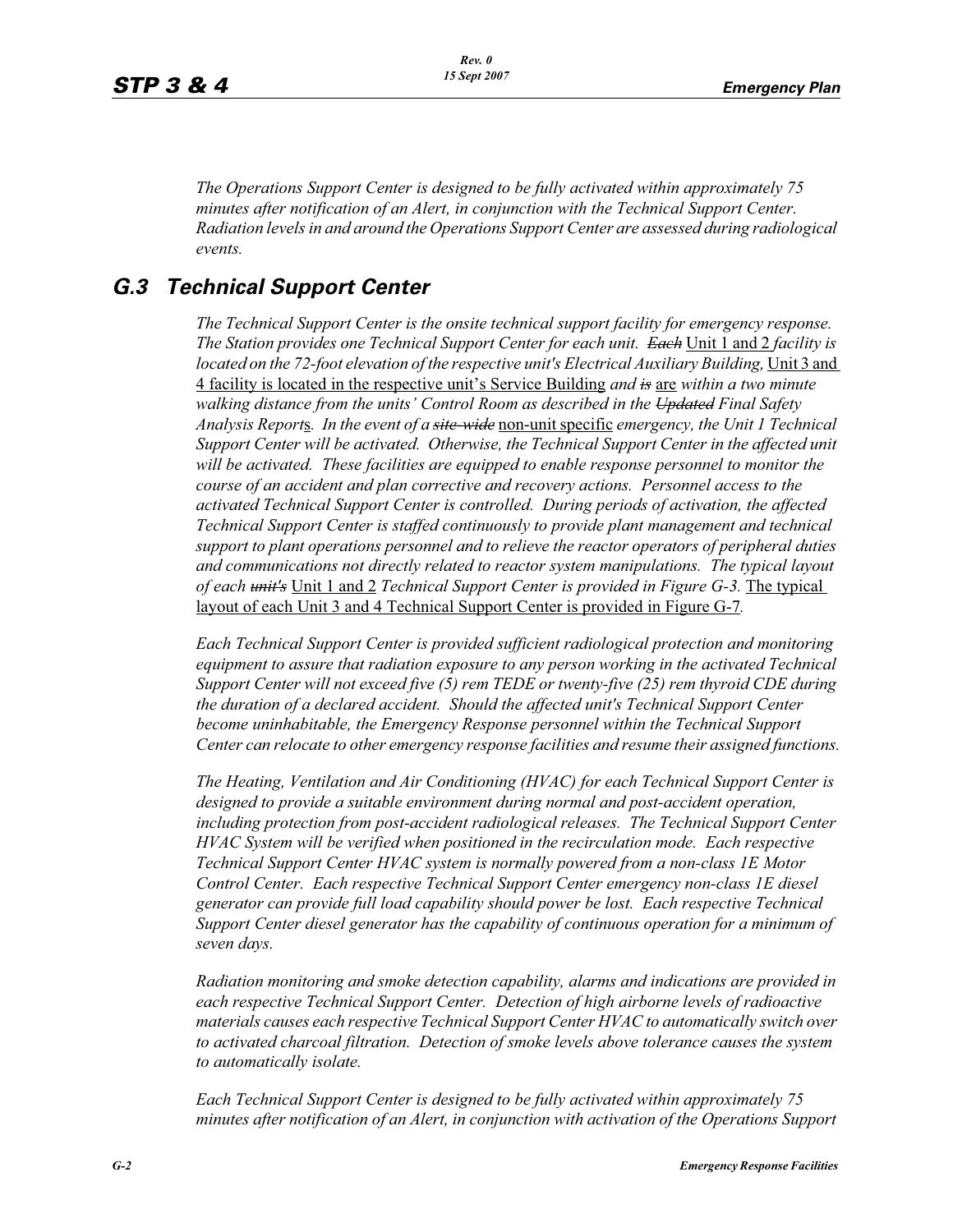*The Operations Support Center is designed to be fully activated within approximately 75 minutes after notification of an Alert, in conjunction with the Technical Support Center. Radiation levels in and around the Operations Support Center are assessed during radiological events.*

## G.3 Technical Support Center

*The Technical Support Center is the onsite technical support facility for emergency response. The Station provides one Technical Support Center for each unit.* ~~*Each*~~ Unit 1 and 2 *facility is located on the 72-foot elevation of the respective unit's Electrical Auxiliary Building,* Unit 3 and 4 facility is located in the respective unit's Service Building *and* ~~*is*~~ are *within a two minute walking distance from the units' Control Room as described in the* ~~*Updated*~~ *Final Safety Analysis Report*s*. In the event of a* ~~*site-wide*~~ non-unit specific *emergency, the Unit 1 Technical Support Center will be activated. Otherwise, the Technical Support Center in the affected unit will be activated. These facilities are equipped to enable response personnel to monitor the course of an accident and plan corrective and recovery actions. Personnel access to the activated Technical Support Center is controlled. During periods of activation, the affected Technical Support Center is staffed continuously to provide plant management and technical support to plant operations personnel and to relieve the reactor operators of peripheral duties and communications not directly related to reactor system manipulations. The typical layout of each* ~~*unit's*~~ Unit 1 and 2 *Technical Support Center is provided in Figure G-3.* The typical layout of each Unit 3 and 4 Technical Support Center is provided in Figure G-7.

*Each Technical Support Center is provided sufficient radiological protection and monitoring equipment to assure that radiation exposure to any person working in the activated Technical Support Center will not exceed five (5) rem TEDE or twenty-five (25) rem thyroid CDE during the duration of a declared accident. Should the affected unit's Technical Support Center become uninhabitable, the Emergency Response personnel within the Technical Support Center can relocate to other emergency response facilities and resume their assigned functions.*

*The Heating, Ventilation and Air Conditioning (HVAC) for each Technical Support Center is designed to provide a suitable environment during normal and post-accident operation, including protection from post-accident radiological releases. The Technical Support Center HVAC System will be verified when positioned in the recirculation mode. Each respective Technical Support Center HVAC system is normally powered from a non-class 1E Motor Control Center. Each respective Technical Support Center emergency non-class 1E diesel generator can provide full load capability should power be lost. Each respective Technical Support Center diesel generator has the capability of continuous operation for a minimum of seven days.*

*Radiation monitoring and smoke detection capability, alarms and indications are provided in each respective Technical Support Center. Detection of high airborne levels of radioactive materials causes each respective Technical Support Center HVAC to automatically switch over to activated charcoal filtration. Detection of smoke levels above tolerance causes the system to automatically isolate.*

*Each Technical Support Center is designed to be fully activated within approximately 75 minutes after notification of an Alert, in conjunction with activation of the Operations Support*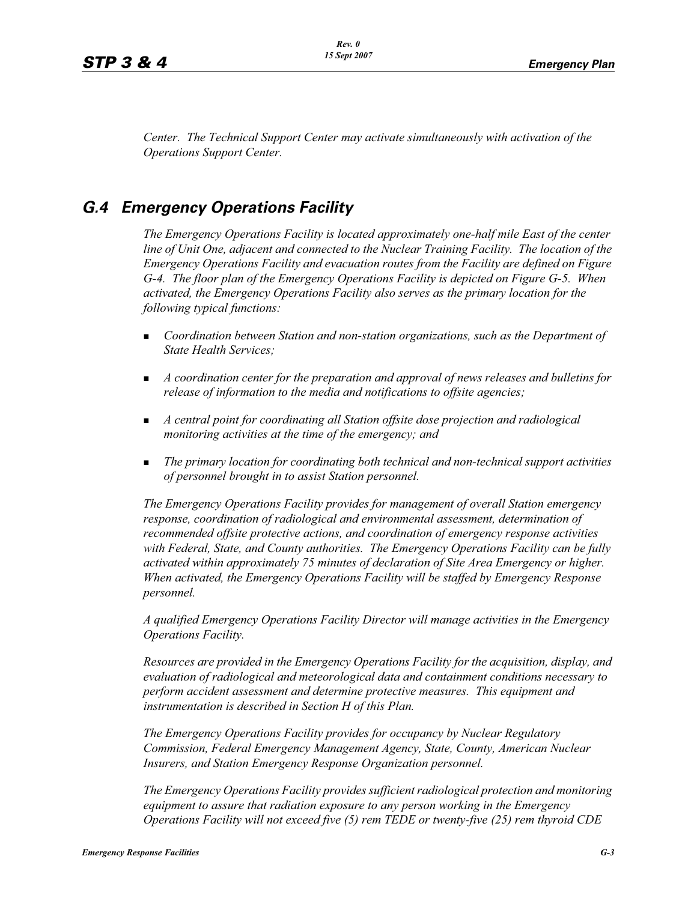*Center. The Technical Support Center may activate simultaneously with activation of the Operations Support Center.*

## *G.4 Emergency Operations Facility*

*The Emergency Operations Facility is located approximately one-half mile East of the center line of Unit One, adjacent and connected to the Nuclear Training Facility. The location of the Emergency Operations Facility and evacuation routes from the Facility are defined on Figure G-4. The floor plan of the Emergency Operations Facility is depicted on Figure G-5. When activated, the Emergency Operations Facility also serves as the primary location for the following typical functions:*

- *Coordination between Station and non-station organizations, such as the Department of State Health Services;*
- *A coordination center for the preparation and approval of news releases and bulletins for release of information to the media and notifications to offsite agencies;*
- *A central point for coordinating all Station offsite dose projection and radiological monitoring activities at the time of the emergency; and*
- *The primary location for coordinating both technical and non-technical support activities of personnel brought in to assist Station personnel.*

*The Emergency Operations Facility provides for management of overall Station emergency response, coordination of radiological and environmental assessment, determination of recommended offsite protective actions, and coordination of emergency response activities with Federal, State, and County authorities. The Emergency Operations Facility can be fully activated within approximately 75 minutes of declaration of Site Area Emergency or higher. When activated, the Emergency Operations Facility will be staffed by Emergency Response personnel.*

*A qualified Emergency Operations Facility Director will manage activities in the Emergency Operations Facility.*

*Resources are provided in the Emergency Operations Facility for the acquisition, display, and evaluation of radiological and meteorological data and containment conditions necessary to perform accident assessment and determine protective measures. This equipment and instrumentation is described in Section H of this Plan.*

*The Emergency Operations Facility provides for occupancy by Nuclear Regulatory Commission, Federal Emergency Management Agency, State, County, American Nuclear Insurers, and Station Emergency Response Organization personnel.*

*The Emergency Operations Facility provides sufficient radiological protection and monitoring equipment to assure that radiation exposure to any person working in the Emergency Operations Facility will not exceed five (5) rem TEDE or twenty-five (25) rem thyroid CDE*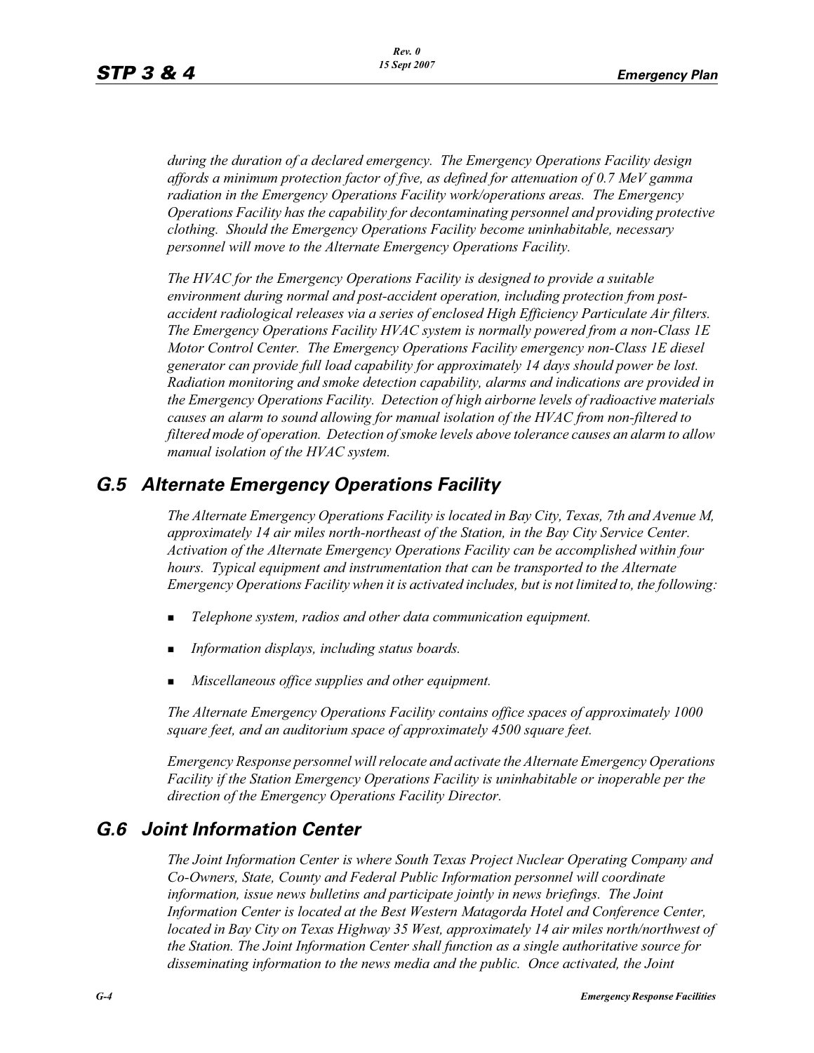*during the duration of a declared emergency. The Emergency Operations Facility design affords a minimum protection factor of five, as defined for attenuation of 0.7 MeV gamma radiation in the Emergency Operations Facility work/operations areas. The Emergency Operations Facility has the capability for decontaminating personnel and providing protective clothing. Should the Emergency Operations Facility become uninhabitable, necessary personnel will move to the Alternate Emergency Operations Facility.*

*The HVAC for the Emergency Operations Facility is designed to provide a suitable environment during normal and post-accident operation, including protection from post-accident radiological releases via a series of enclosed High Efficiency Particulate Air filters. The Emergency Operations Facility HVAC system is normally powered from a non-Class 1E Motor Control Center. The Emergency Operations Facility emergency non-Class 1E diesel generator can provide full load capability for approximately 14 days should power be lost. Radiation monitoring and smoke detection capability, alarms and indications are provided in the Emergency Operations Facility. Detection of high airborne levels of radioactive materials causes an alarm to sound allowing for manual isolation of the HVAC from non-filtered to filtered mode of operation. Detection of smoke levels above tolerance causes an alarm to allow manual isolation of the HVAC system.*

## G.5 Alternate Emergency Operations Facility

*The Alternate Emergency Operations Facility is located in Bay City, Texas, 7th and Avenue M, approximately 14 air miles north-northeast of the Station, in the Bay City Service Center. Activation of the Alternate Emergency Operations Facility can be accomplished within four hours. Typical equipment and instrumentation that can be transported to the Alternate Emergency Operations Facility when it is activated includes, but is not limited to, the following:*

- *Telephone system, radios and other data communication equipment.*
- *Information displays, including status boards.*
- *Miscellaneous office supplies and other equipment.*

*The Alternate Emergency Operations Facility contains office spaces of approximately 1000 square feet, and an auditorium space of approximately 4500 square feet.*

*Emergency Response personnel will relocate and activate the Alternate Emergency Operations Facility if the Station Emergency Operations Facility is uninhabitable or inoperable per the direction of the Emergency Operations Facility Director.*

## G.6 Joint Information Center

*The Joint Information Center is where South Texas Project Nuclear Operating Company and Co-Owners, State, County and Federal Public Information personnel will coordinate information, issue news bulletins and participate jointly in news briefings. The Joint Information Center is located at the Best Western Matagorda Hotel and Conference Center, located in Bay City on Texas Highway 35 West, approximately 14 air miles north/northwest of the Station. The Joint Information Center shall function as a single authoritative source for disseminating information to the news media and the public. Once activated, the Joint*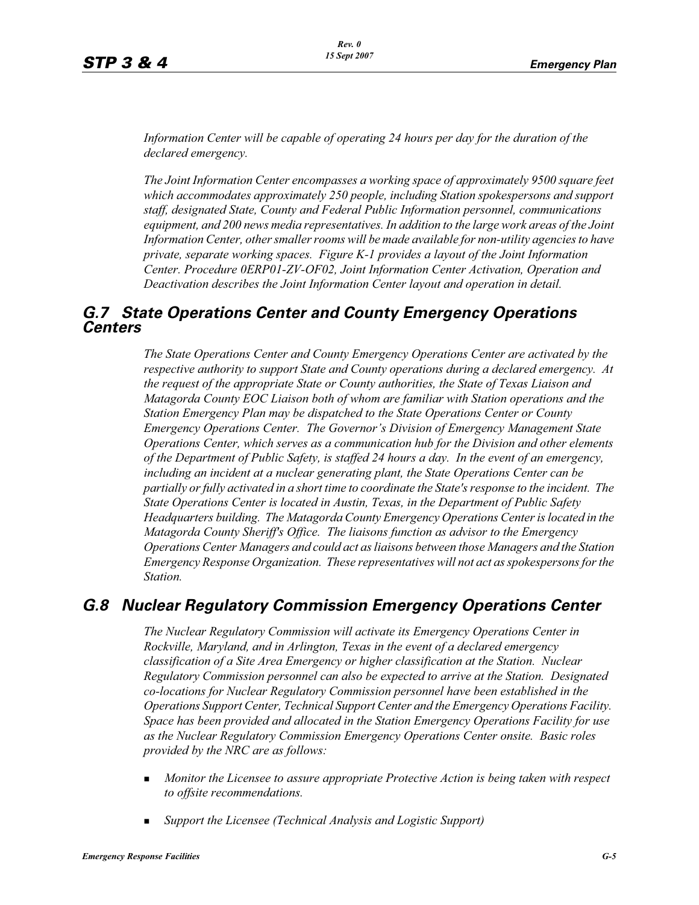*Information Center will be capable of operating 24 hours per day for the duration of the declared emergency.*

*The Joint Information Center encompasses a working space of approximately 9500 square feet which accommodates approximately 250 people, including Station spokespersons and support staff, designated State, County and Federal Public Information personnel, communications equipment, and 200 news media representatives. In addition to the large work areas of the Joint Information Center, other smaller rooms will be made available for non-utility agencies to have private, separate working spaces. Figure K-1 provides a layout of the Joint Information Center. Procedure 0ERP01-ZV-OF02, Joint Information Center Activation, Operation and Deactivation describes the Joint Information Center layout and operation in detail.*

## *G.7 State Operations Center and County Emergency Operations Centers*

*The State Operations Center and County Emergency Operations Center are activated by the respective authority to support State and County operations during a declared emergency. At the request of the appropriate State or County authorities, the State of Texas Liaison and Matagorda County EOC Liaison both of whom are familiar with Station operations and the Station Emergency Plan may be dispatched to the State Operations Center or County Emergency Operations Center. The Governor's Division of Emergency Management State Operations Center, which serves as a communication hub for the Division and other elements of the Department of Public Safety, is staffed 24 hours a day. In the event of an emergency, including an incident at a nuclear generating plant, the State Operations Center can be partially or fully activated in a short time to coordinate the State's response to the incident. The State Operations Center is located in Austin, Texas, in the Department of Public Safety Headquarters building. The Matagorda County Emergency Operations Center is located in the Matagorda County Sheriff's Office. The liaisons function as advisor to the Emergency Operations Center Managers and could act as liaisons between those Managers and the Station Emergency Response Organization. These representatives will not act as spokespersons for the Station.*

## *G.8 Nuclear Regulatory Commission Emergency Operations Center*

*The Nuclear Regulatory Commission will activate its Emergency Operations Center in Rockville, Maryland, and in Arlington, Texas in the event of a declared emergency classification of a Site Area Emergency or higher classification at the Station. Nuclear Regulatory Commission personnel can also be expected to arrive at the Station. Designated co-locations for Nuclear Regulatory Commission personnel have been established in the Operations Support Center, Technical Support Center and the Emergency Operations Facility. Space has been provided and allocated in the Station Emergency Operations Facility for use as the Nuclear Regulatory Commission Emergency Operations Center onsite. Basic roles provided by the NRC are as follows:*

- *Monitor the Licensee to assure appropriate Protective Action is being taken with respect to offsite recommendations.*
- *Support the Licensee (Technical Analysis and Logistic Support)*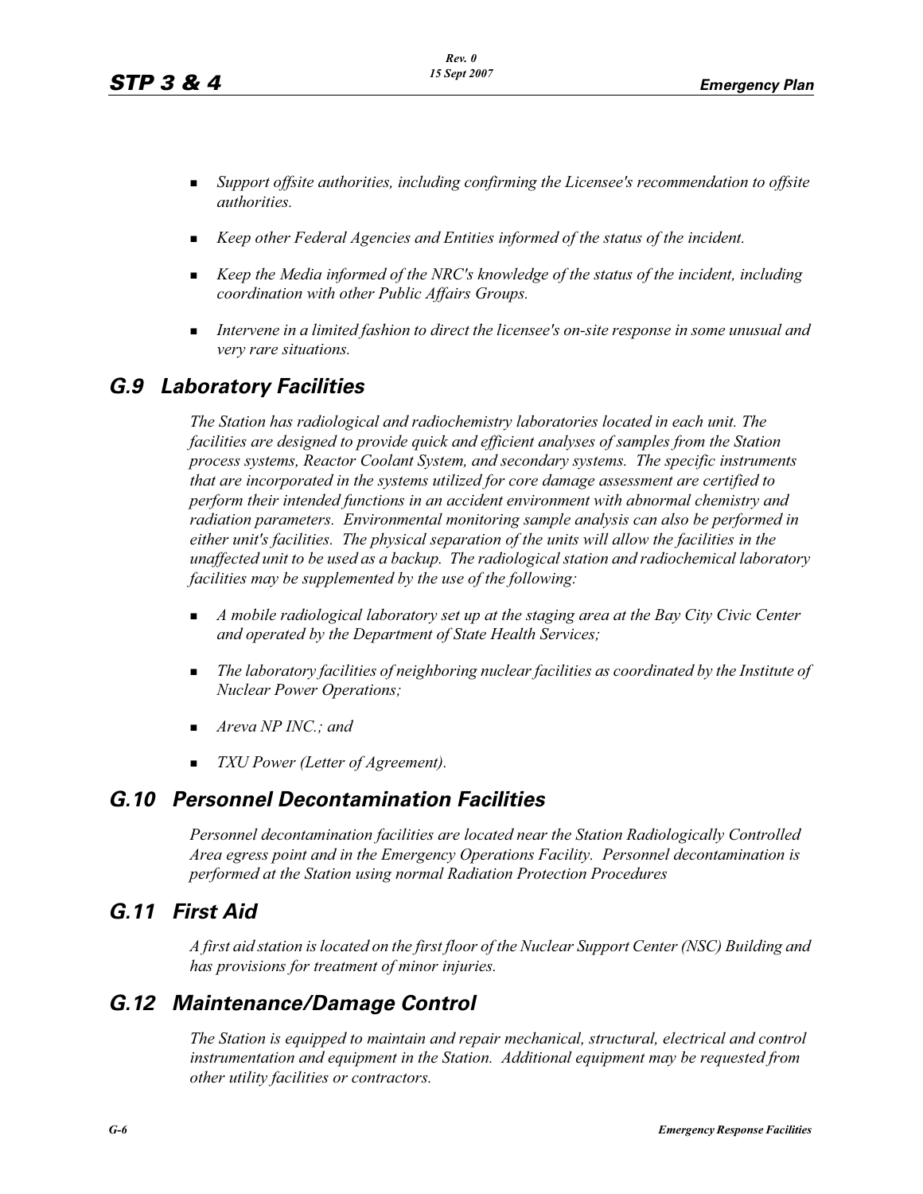- *Support offsite authorities, including confirming the Licensee's recommendation to offsite authorities.*
- *Keep other Federal Agencies and Entities informed of the status of the incident.*
- *Keep the Media informed of the NRC's knowledge of the status of the incident, including coordination with other Public Affairs Groups.*
- *Intervene in a limited fashion to direct the licensee's on-site response in some unusual and very rare situations.*

## G.9 Laboratory Facilities

*The Station has radiological and radiochemistry laboratories located in each unit. The facilities are designed to provide quick and efficient analyses of samples from the Station process systems, Reactor Coolant System, and secondary systems. The specific instruments that are incorporated in the systems utilized for core damage assessment are certified to perform their intended functions in an accident environment with abnormal chemistry and radiation parameters. Environmental monitoring sample analysis can also be performed in either unit's facilities. The physical separation of the units will allow the facilities in the unaffected unit to be used as a backup. The radiological station and radiochemical laboratory facilities may be supplemented by the use of the following:*

- *A mobile radiological laboratory set up at the staging area at the Bay City Civic Center and operated by the Department of State Health Services;*
- *The laboratory facilities of neighboring nuclear facilities as coordinated by the Institute of Nuclear Power Operations;*
- *Areva NP INC.; and*
- *TXU Power (Letter of Agreement).*

## G.10 Personnel Decontamination Facilities

*Personnel decontamination facilities are located near the Station Radiologically Controlled Area egress point and in the Emergency Operations Facility. Personnel decontamination is performed at the Station using normal Radiation Protection Procedures*

## G.11 First Aid

*A first aid station is located on the first floor of the Nuclear Support Center (NSC) Building and has provisions for treatment of minor injuries.*

## G.12 Maintenance/Damage Control

*The Station is equipped to maintain and repair mechanical, structural, electrical and control instrumentation and equipment in the Station. Additional equipment may be requested from other utility facilities or contractors.*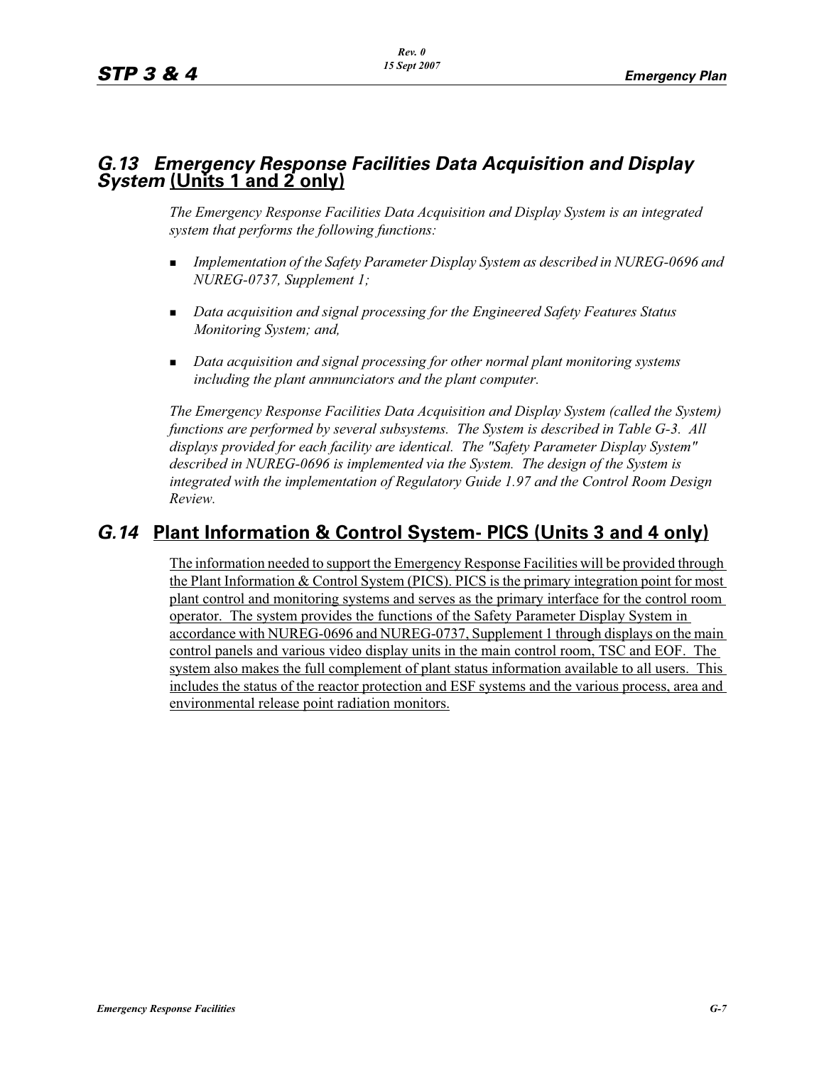## *G.13 Emergency Response Facilities Data Acquisition and Display System* Units 1 and 2 only)

*The Emergency Response Facilities Data Acquisition and Display System is an integrated system that performs the following functions:*

- *Implementation of the Safety Parameter Display System as described in NUREG-0696 and NUREG-0737, Supplement 1;*
- *Data acquisition and signal processing for the Engineered Safety Features Status Monitoring System; and,*
- *Data acquisition and signal processing for other normal plant monitoring systems including the plant annnunciators and the plant computer.*

*The Emergency Response Facilities Data Acquisition and Display System (called the System) functions are performed by several subsystems. The System is described in Table G-3. All displays provided for each facility are identical. The "Safety Parameter Display System" described in NUREG-0696 is implemented via the System. The design of the System is integrated with the implementation of Regulatory Guide 1.97 and the Control Room Design Review.*

## *G.14* Plant Information & Control System- PICS (Units 3 and 4 only)

The information needed to support the Emergency Response Facilities will be provided through the Plant Information & Control System (PICS). PICS is the primary integration point for most plant control and monitoring systems and serves as the primary interface for the control room operator. The system provides the functions of the Safety Parameter Display System in accordance with NUREG-0696 and NUREG-0737, Supplement 1 through displays on the main control panels and various video display units in the main control room, TSC and EOF. The system also makes the full complement of plant status information available to all users. This includes the status of the reactor protection and ESF systems and the various process, area and environmental release point radiation monitors.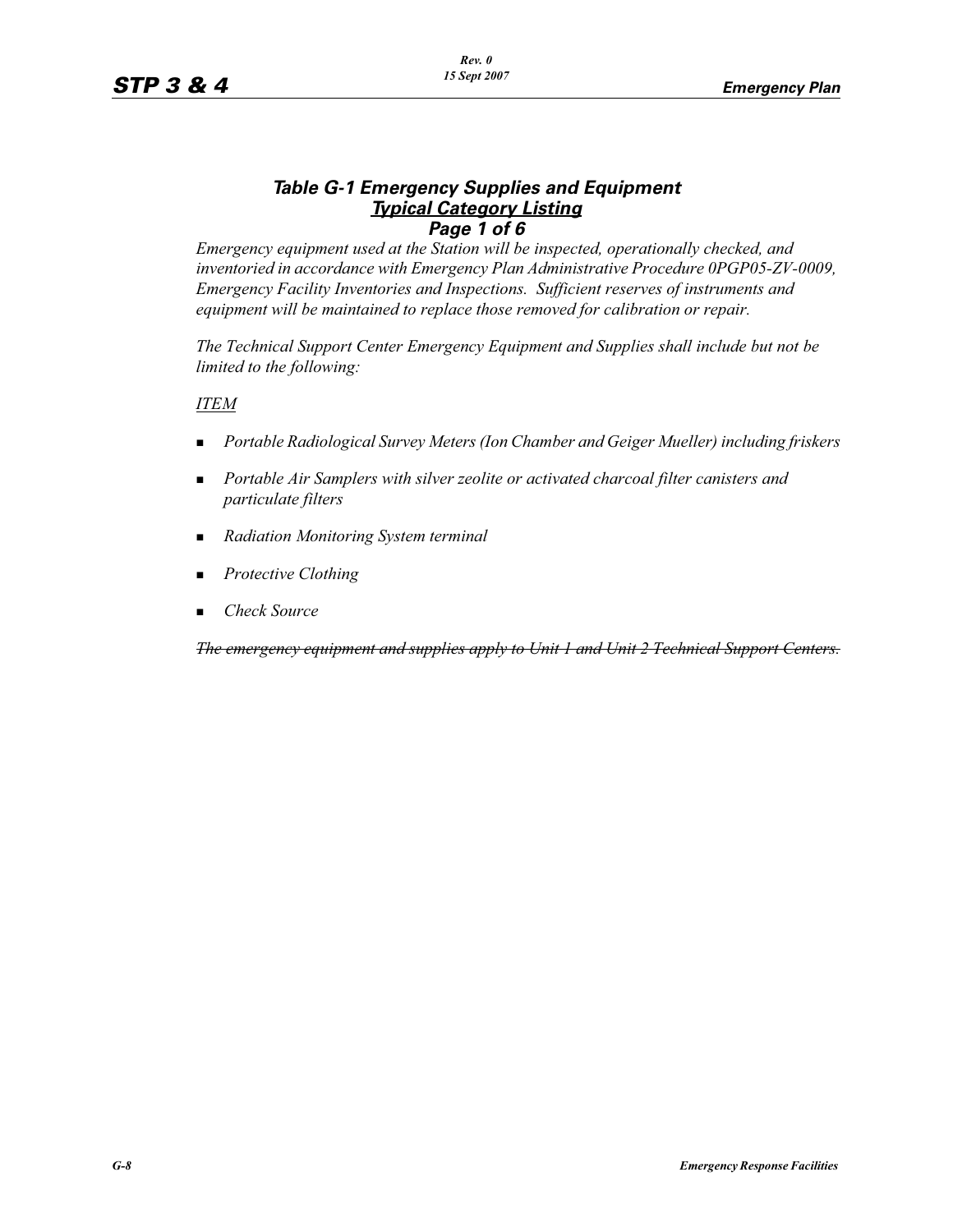### *Table G-1 Emergency Supplies and Equipment*
### ***Typical Category Listing***
### *Page 1 of 6*

*Emergency equipment used at the Station will be inspected, operationally checked, and inventoried in accordance with Emergency Plan Administrative Procedure 0PGP05-ZV-0009, Emergency Facility Inventories and Inspections. Sufficient reserves of instruments and equipment will be maintained to replace those removed for calibration or repair.*

*The Technical Support Center Emergency Equipment and Supplies shall include but not be limited to the following:*

*ITEM*

- *Portable Radiological Survey Meters (Ion Chamber and Geiger Mueller) including friskers*
- *Portable Air Samplers with silver zeolite or activated charcoal filter canisters and particulate filters*
- *Radiation Monitoring System terminal*
- *Protective Clothing*
- *Check Source*

~~*The emergency equipment and supplies apply to Unit 1 and Unit 2 Technical Support Centers.*~~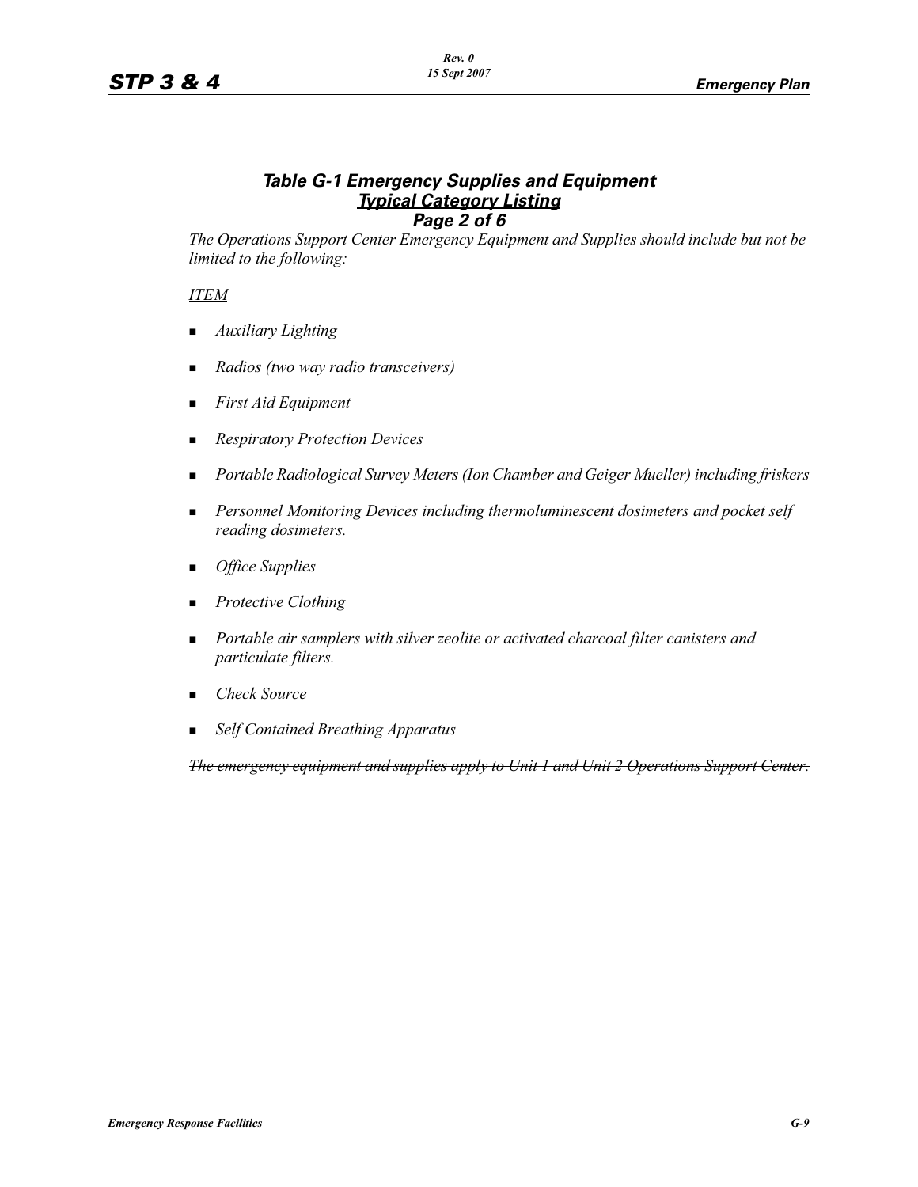### *Table G-1 Emergency Supplies and Equipment*
### ***Typical Category Listing***
### *Page 2 of 6*

*The Operations Support Center Emergency Equipment and Supplies should include but not be limited to the following:*

*ITEM*

- *Auxiliary Lighting*
- *Radios (two way radio transceivers)*
- *First Aid Equipment*
- *Respiratory Protection Devices*
- *Portable Radiological Survey Meters (Ion Chamber and Geiger Mueller) including friskers*
- *Personnel Monitoring Devices including thermoluminescent dosimeters and pocket self reading dosimeters.*
- *Office Supplies*
- *Protective Clothing*
- *Portable air samplers with silver zeolite or activated charcoal filter canisters and particulate filters.*
- *Check Source*
- *Self Contained Breathing Apparatus*

~~*The emergency equipment and supplies apply to Unit 1 and Unit 2 Operations Support Center.*~~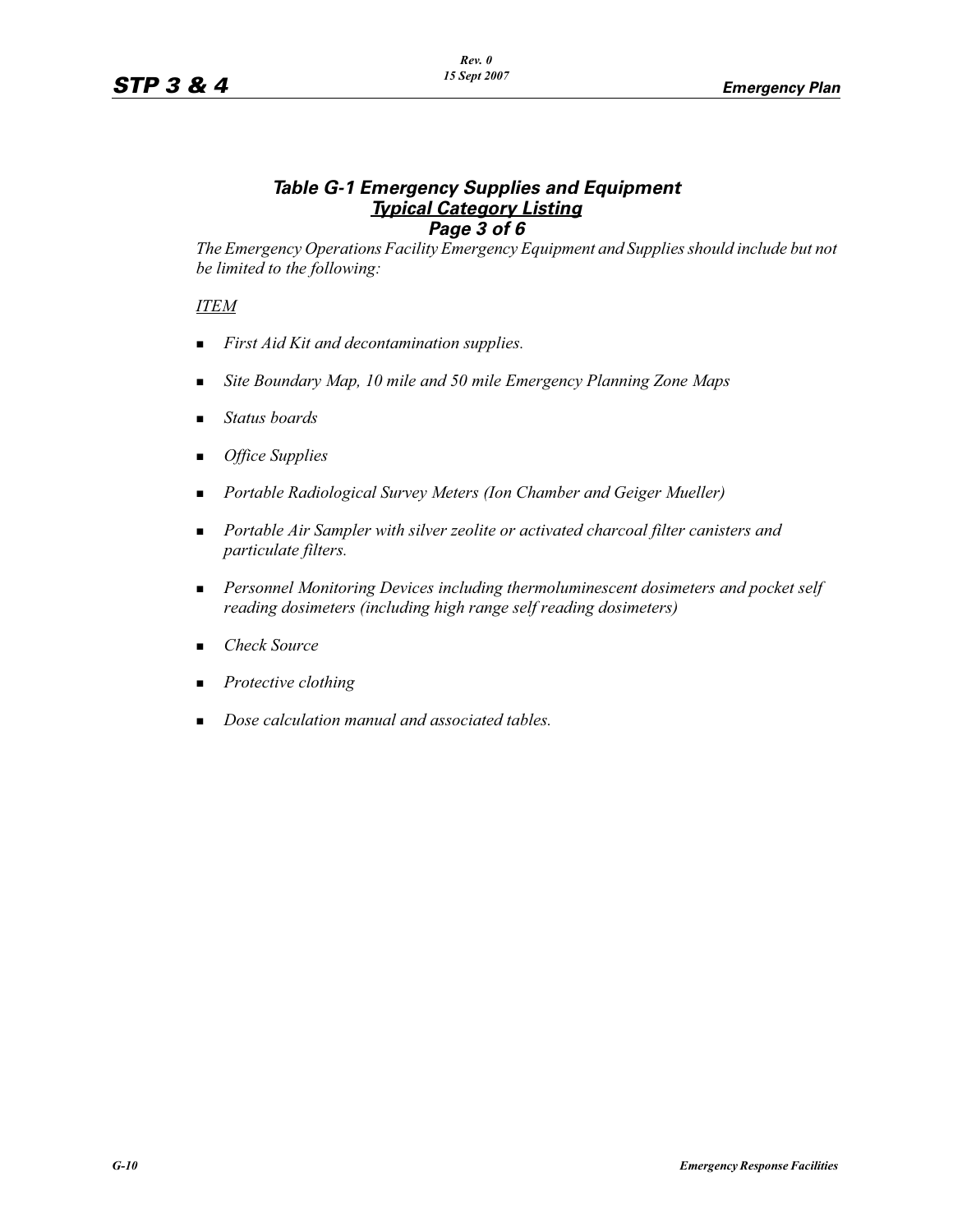### *Table G-1 Emergency Supplies and Equipment*
### ***Typical Category Listing***
### *Page 3 of 6*

*The Emergency Operations Facility Emergency Equipment and Supplies should include but not be limited to the following:*

*ITEM*

- *First Aid Kit and decontamination supplies.*
- *Site Boundary Map, 10 mile and 50 mile Emergency Planning Zone Maps*
- *Status boards*
- *Office Supplies*
- *Portable Radiological Survey Meters (Ion Chamber and Geiger Mueller)*
- *Portable Air Sampler with silver zeolite or activated charcoal filter canisters and particulate filters.*
- *Personnel Monitoring Devices including thermoluminescent dosimeters and pocket self reading dosimeters (including high range self reading dosimeters)*
- *Check Source*
- *Protective clothing*
- *Dose calculation manual and associated tables.*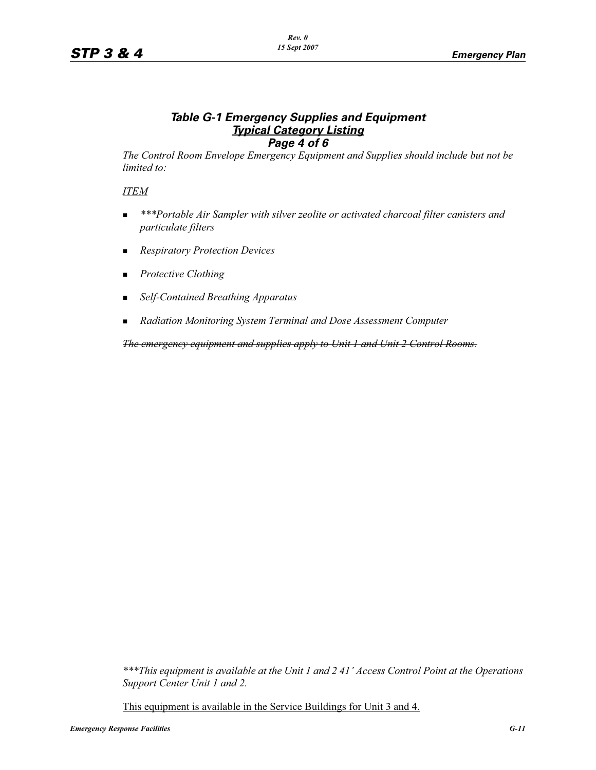### *Table G-1 Emergency Supplies and Equipment*
### ***Typical Category Listing***
### *Page 4 of 6*

*The Control Room Envelope Emergency Equipment and Supplies should include but not be limited to:*

*ITEM*

- *\*\*\*Portable Air Sampler with silver zeolite or activated charcoal filter canisters and particulate filters*
- *Respiratory Protection Devices*
- *Protective Clothing*
- *Self-Contained Breathing Apparatus*
- *Radiation Monitoring System Terminal and Dose Assessment Computer*

~~*The emergency equipment and supplies apply to Unit 1 and Unit 2 Control Rooms.*~~

*\*\*\*This equipment is available at the Unit 1 and 2 41' Access Control Point at the Operations Support Center Unit 1 and 2.*

This equipment is available in the Service Buildings for Unit 3 and 4.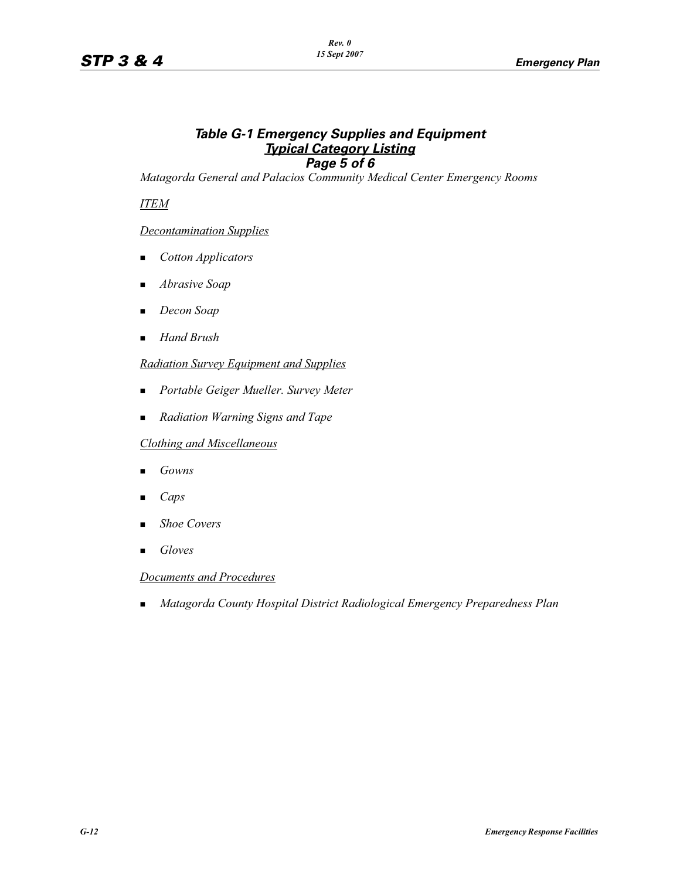### *Table G-1 Emergency Supplies and Equipment*
### ***Typical Category Listing***
### *Page 5 of 6*

*Matagorda General and Palacios Community Medical Center Emergency Rooms*

*ITEM*

*Decontamination Supplies*

- *Cotton Applicators*
- *Abrasive Soap*
- *Decon Soap*
- *Hand Brush*

*Radiation Survey Equipment and Supplies*

- *Portable Geiger Mueller. Survey Meter*
- *Radiation Warning Signs and Tape*

*Clothing and Miscellaneous*

- *Gowns*
- *Caps*
- *Shoe Covers*
- *Gloves*

*Documents and Procedures*

- *Matagorda County Hospital District Radiological Emergency Preparedness Plan*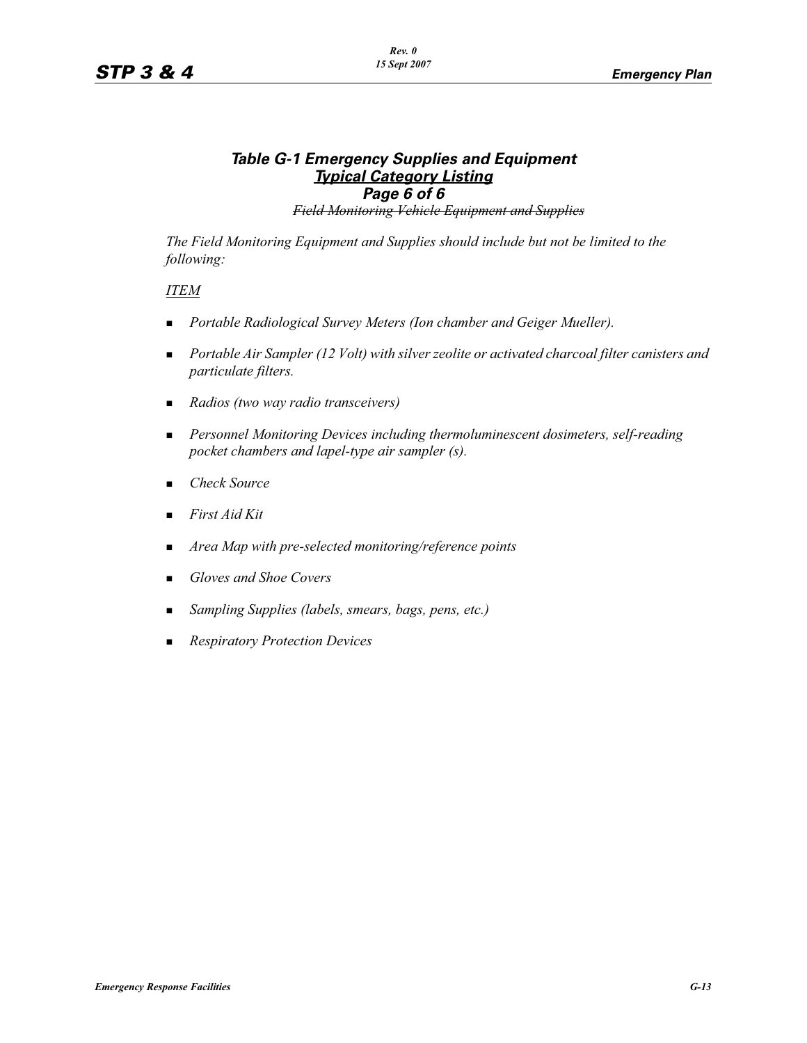### *Table G-1 Emergency Supplies and Equipment*
### ***Typical Category Listing***
### *Page 6 of 6*

*~~Field Monitoring Vehicle Equipment and Supplies~~*

*The Field Monitoring Equipment and Supplies should include but not be limited to the following:*

*ITEM*

- *Portable Radiological Survey Meters (Ion chamber and Geiger Mueller).*
- *Portable Air Sampler (12 Volt) with silver zeolite or activated charcoal filter canisters and particulate filters.*
- *Radios (two way radio transceivers)*
- *Personnel Monitoring Devices including thermoluminescent dosimeters, self-reading pocket chambers and lapel-type air sampler (s).*
- *Check Source*
- *First Aid Kit*
- *Area Map with pre-selected monitoring/reference points*
- *Gloves and Shoe Covers*
- *Sampling Supplies (labels, smears, bags, pens, etc.)*
- *Respiratory Protection Devices*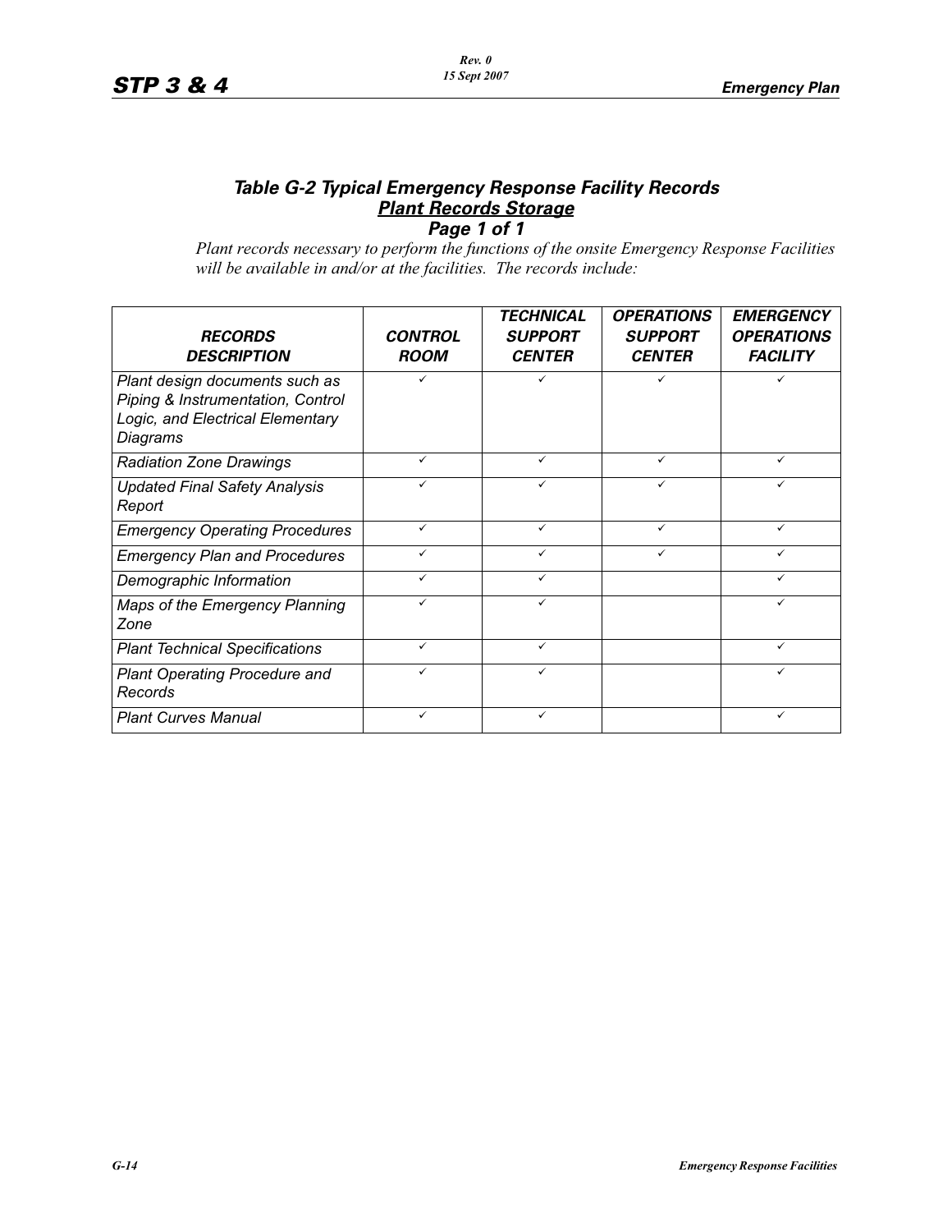### *Table G-2 Typical Emergency Response Facility Records*
### ***Plant Records Storage***
### *Page 1 of 1*

*Plant records necessary to perform the functions of the onsite Emergency Response Facilities will be available in and/or at the facilities. The records include:*

| *RECORDS DESCRIPTION* | *CONTROL ROOM* | *TECHNICAL SUPPORT CENTER* | *OPERATIONS SUPPORT CENTER* | *EMERGENCY OPERATIONS FACILITY* |
|---|---|---|---|---|
| *Plant design documents such as Piping & Instrumentation, Control Logic, and Electrical Elementary Diagrams* | ✓ | ✓ | ✓ | ✓ |
| *Radiation Zone Drawings* | ✓ | ✓ | ✓ | ✓ |
| *Updated Final Safety Analysis Report* | ✓ | ✓ | ✓ | ✓ |
| *Emergency Operating Procedures* | ✓ | ✓ | ✓ | ✓ |
| *Emergency Plan and Procedures* | ✓ | ✓ | ✓ | ✓ |
| *Demographic Information* | ✓ | ✓ | | ✓ |
| *Maps of the Emergency Planning Zone* | ✓ | ✓ | | ✓ |
| *Plant Technical Specifications* | ✓ | ✓ | | ✓ |
| *Plant Operating Procedure and Records* | ✓ | ✓ | | ✓ |
| *Plant Curves Manual* | ✓ | ✓ | | ✓ |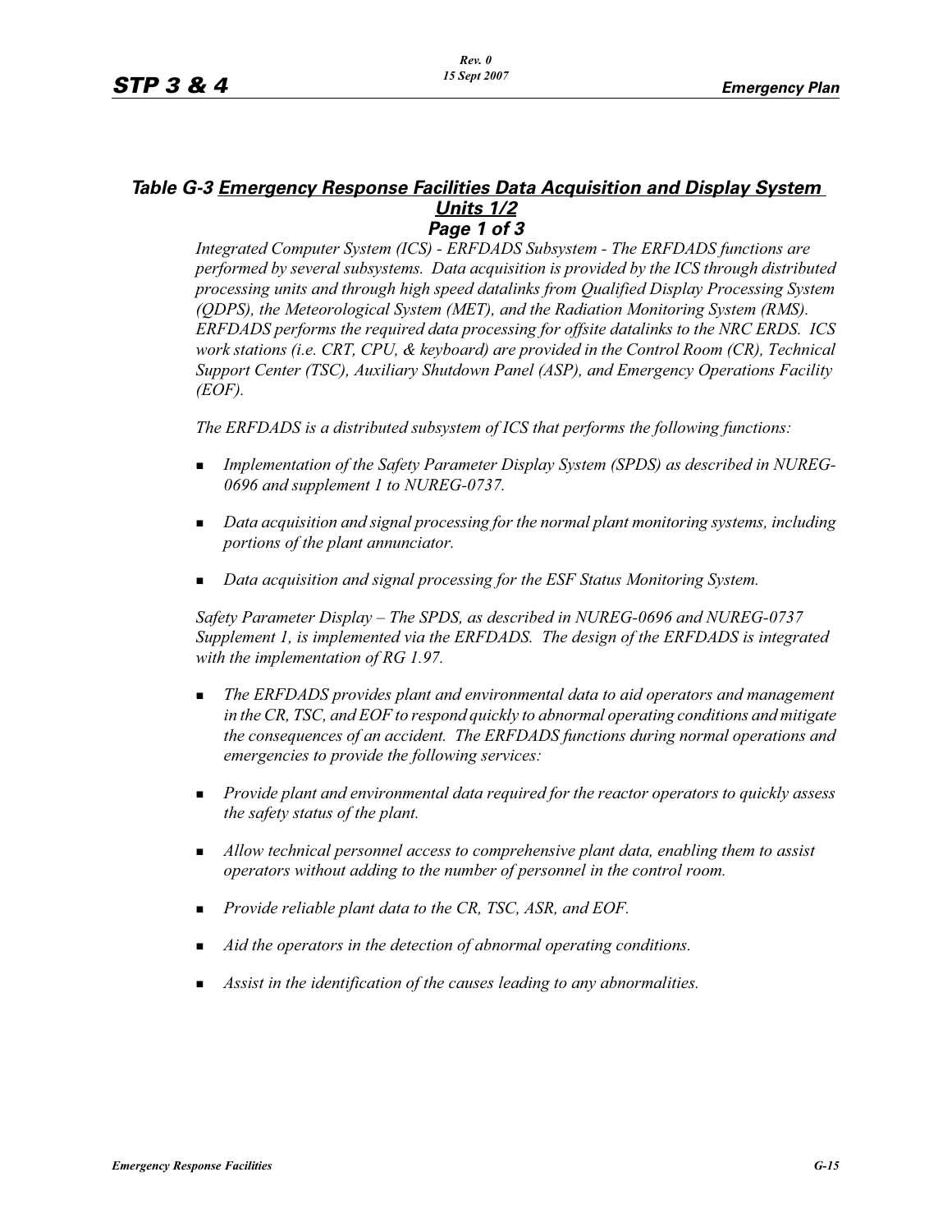### *Table G-3 Emergency Response Facilities Data Acquisition and Display System Units 1/2*
### *Page 1 of 3*

*Integrated Computer System (ICS) - ERFDADS Subsystem - The ERFDADS functions are performed by several subsystems. Data acquisition is provided by the ICS through distributed processing units and through high speed datalinks from Qualified Display Processing System (QDPS), the Meteorological System (MET), and the Radiation Monitoring System (RMS). ERFDADS performs the required data processing for offsite datalinks to the NRC ERDS. ICS work stations (i.e. CRT, CPU, & keyboard) are provided in the Control Room (CR), Technical Support Center (TSC), Auxiliary Shutdown Panel (ASP), and Emergency Operations Facility (EOF).*

*The ERFDADS is a distributed subsystem of ICS that performs the following functions:*

- *Implementation of the Safety Parameter Display System (SPDS) as described in NUREG-0696 and supplement 1 to NUREG-0737.*
- *Data acquisition and signal processing for the normal plant monitoring systems, including portions of the plant annunciator.*
- *Data acquisition and signal processing for the ESF Status Monitoring System.*

*Safety Parameter Display – The SPDS, as described in NUREG-0696 and NUREG-0737 Supplement 1, is implemented via the ERFDADS. The design of the ERFDADS is integrated with the implementation of RG 1.97.*

- *The ERFDADS provides plant and environmental data to aid operators and management in the CR, TSC, and EOF to respond quickly to abnormal operating conditions and mitigate the consequences of an accident. The ERFDADS functions during normal operations and emergencies to provide the following services:*
- *Provide plant and environmental data required for the reactor operators to quickly assess the safety status of the plant.*
- *Allow technical personnel access to comprehensive plant data, enabling them to assist operators without adding to the number of personnel in the control room.*
- *Provide reliable plant data to the CR, TSC, ASR, and EOF.*
- *Aid the operators in the detection of abnormal operating conditions.*
- *Assist in the identification of the causes leading to any abnormalities.*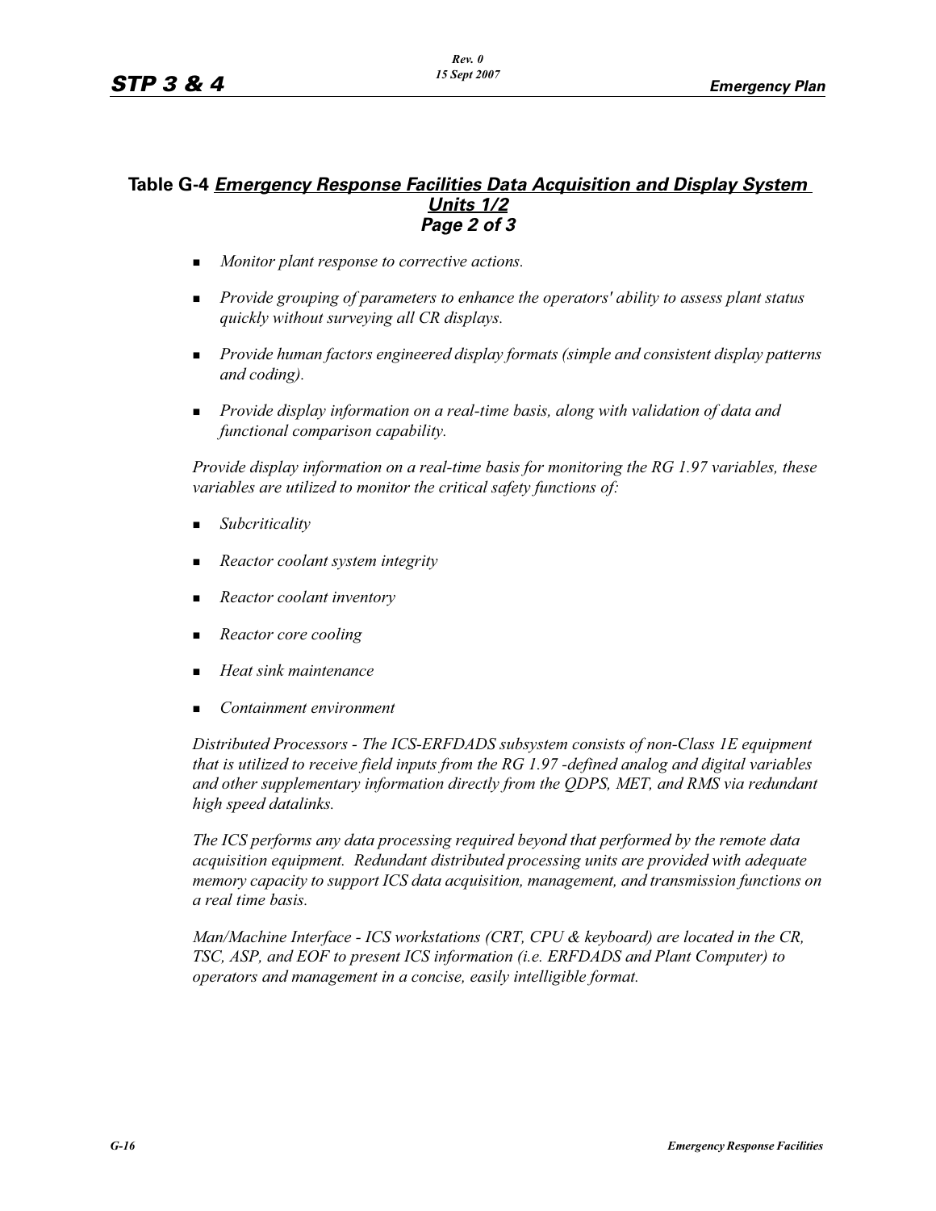## Table G-4 *Emergency Response Facilities Data Acquisition and Display System Units 1/2* *Page 2 of 3*

- *Monitor plant response to corrective actions.*
- *Provide grouping of parameters to enhance the operators' ability to assess plant status quickly without surveying all CR displays.*
- *Provide human factors engineered display formats (simple and consistent display patterns and coding).*
- *Provide display information on a real-time basis, along with validation of data and functional comparison capability.*

*Provide display information on a real-time basis for monitoring the RG 1.97 variables, these variables are utilized to monitor the critical safety functions of:*

- *Subcriticality*
- *Reactor coolant system integrity*
- *Reactor coolant inventory*
- *Reactor core cooling*
- *Heat sink maintenance*
- *Containment environment*

*Distributed Processors - The ICS-ERFDADS subsystem consists of non-Class 1E equipment that is utilized to receive field inputs from the RG 1.97 -defined analog and digital variables and other supplementary information directly from the QDPS, MET, and RMS via redundant high speed datalinks.*

*The ICS performs any data processing required beyond that performed by the remote data acquisition equipment. Redundant distributed processing units are provided with adequate memory capacity to support ICS data acquisition, management, and transmission functions on a real time basis.*

*Man/Machine Interface - ICS workstations (CRT, CPU & keyboard) are located in the CR, TSC, ASP, and EOF to present ICS information (i.e. ERFDADS and Plant Computer) to operators and management in a concise, easily intelligible format.*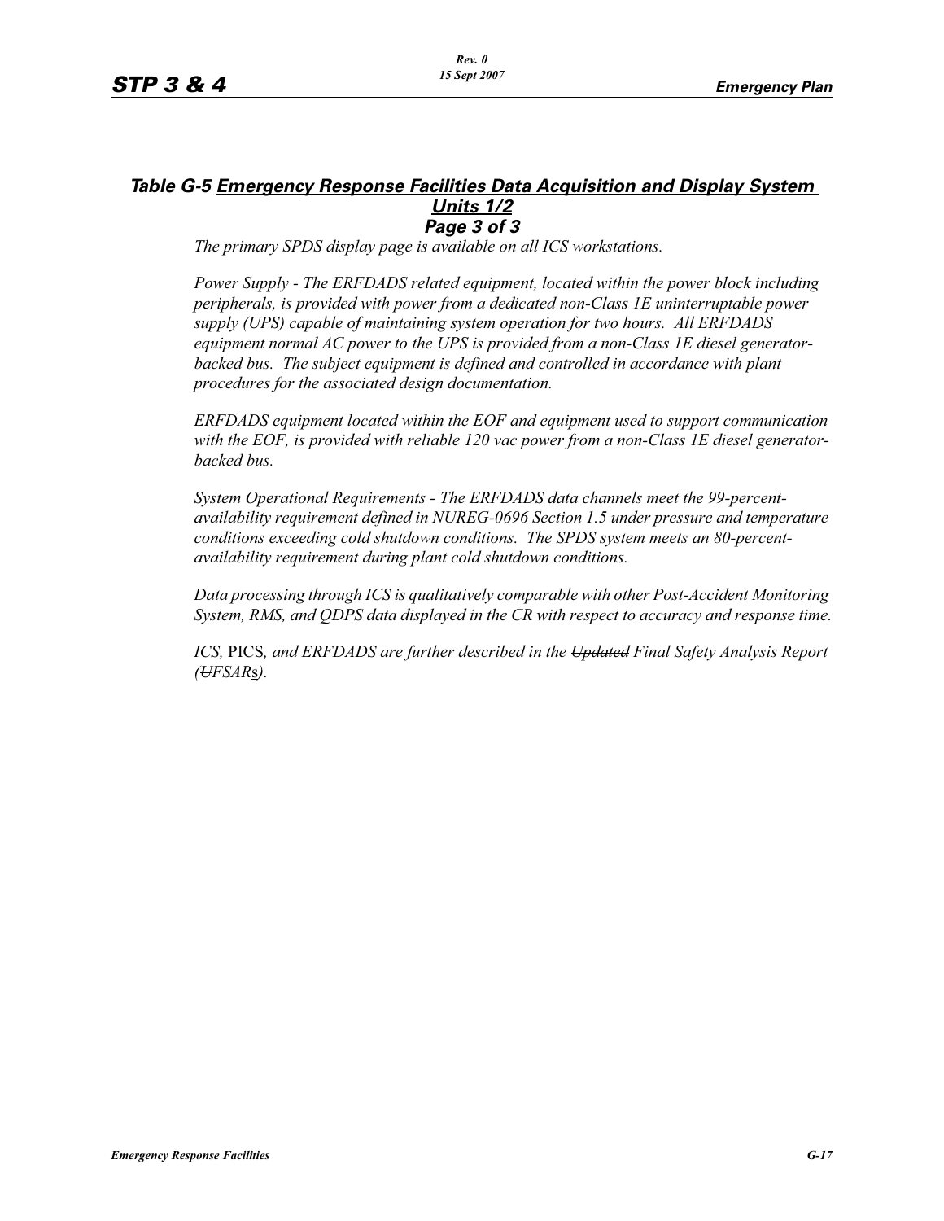### *Table G-5 Emergency Response Facilities Data Acquisition and Display System Units 1/2*
### *Page 3 of 3*

*The primary SPDS display page is available on all ICS workstations.*

*Power Supply - The ERFDADS related equipment, located within the power block including peripherals, is provided with power from a dedicated non-Class 1E uninterruptable power supply (UPS) capable of maintaining system operation for two hours. All ERFDADS equipment normal AC power to the UPS is provided from a non-Class 1E diesel generator-backed bus. The subject equipment is defined and controlled in accordance with plant procedures for the associated design documentation.*

*ERFDADS equipment located within the EOF and equipment used to support communication with the EOF, is provided with reliable 120 vac power from a non-Class 1E diesel generator-backed bus.*

*System Operational Requirements - The ERFDADS data channels meet the 99-percent-availability requirement defined in NUREG-0696 Section 1.5 under pressure and temperature conditions exceeding cold shutdown conditions. The SPDS system meets an 80-percent-availability requirement during plant cold shutdown conditions.*

*Data processing through ICS is qualitatively comparable with other Post-Accident Monitoring System, RMS, and QDPS data displayed in the CR with respect to accuracy and response time.*

*ICS, <u>PICS</u>, and ERFDADS are further described in the ~~Updated~~ Final Safety Analysis Report (~~U~~FSAR<u>s</u>).*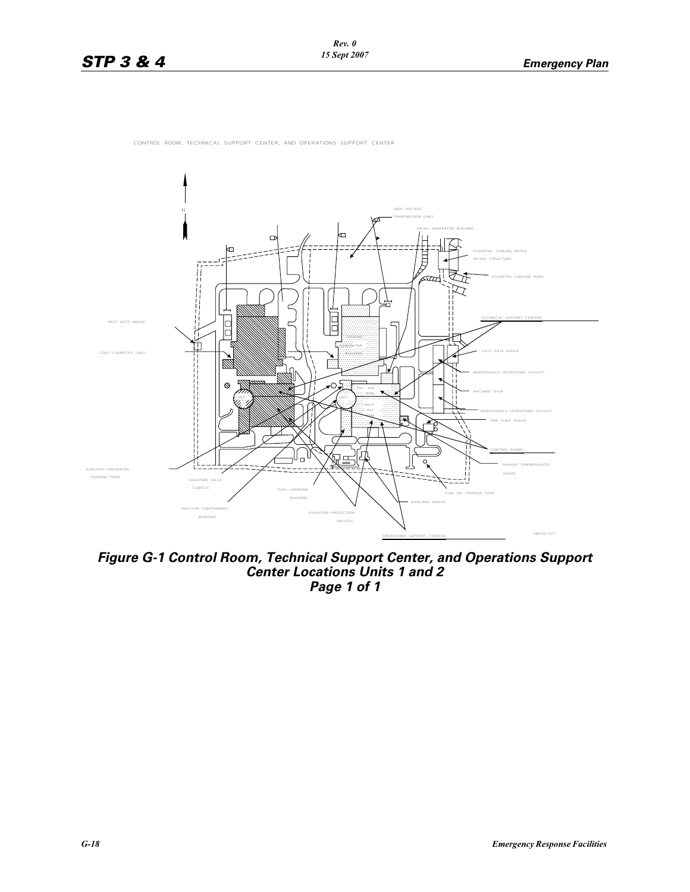CONTROL ROOM, TECHNICAL SUPPORT CENTER, AND OPERATIONS SUPPORT CENTER

N

HIGH VOLTAGE TRANSMISSION LINES

DIESEL GENERATOR BUILDING

ESSENTIAL COOLING WATER INTAKE STRUCTURE

ESSENTIAL COOLING POND

WEST GATE HOUSE

TECHNICAL SUPPORT CENTERS

COLD CHEMISTRY LABS

EAST GATE HOUSE

MAINTENANCE OPERATIONS FACILITY

MACHINE SHOP

MAINTENANCE OPERATIONS FACILITY

FIRE PUMP HOUSE

CONTROL ROOMS

MAKEUP DEMINERALIZER HOUSE

AUXILIARY FEEDWATER STORAGE TANK

ISOLATION VALVE CUBICLE

FUEL HANDLING BUILDING

FUEL OIL STORAGE TANK

AUXILIARY BOILER

REACTOR CONTAINMENT BUILDING

RADIATION PROTECTION OFFICES

OPERATIONS SUPPORT CENTERS

AMP00752C

***Figure G-1 Control Room, Technical Support Center, and Operations Support Center Locations Units 1 and 2 Page 1 of 1***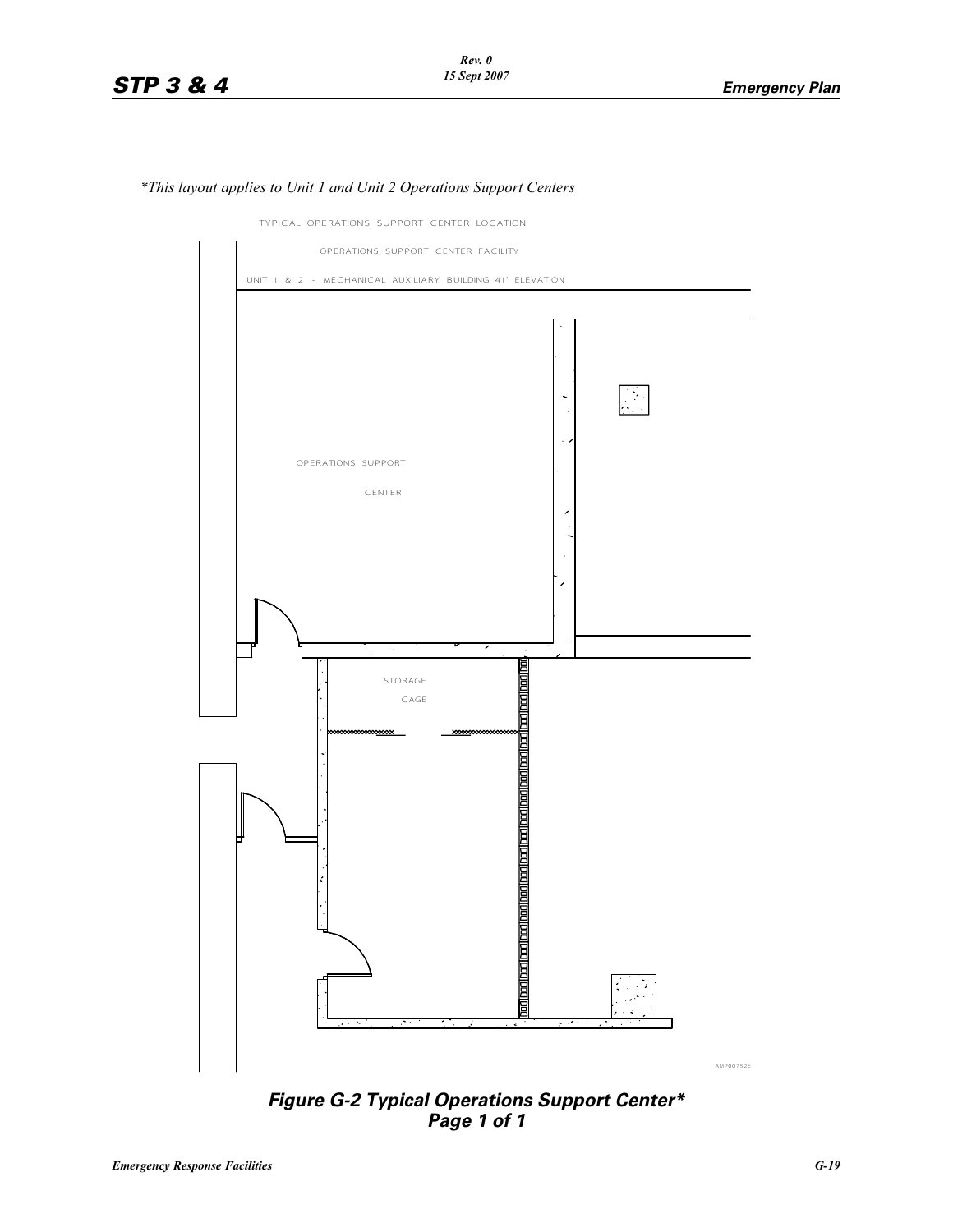*\*This layout applies to Unit 1 and Unit 2 Operations Support Centers*

TYPICAL OPERATIONS SUPPORT CENTER LOCATION

OPERATIONS SUPPORT CENTER FACILITY

UNIT 1 & 2 - MECHANICAL AUXILIARY BUILDING 41' ELEVATION

OPERATIONS SUPPORT CENTER

STORAGE CAGE

AMP00752E

***Figure G-2 Typical Operations Support Center\****
***Page 1 of 1***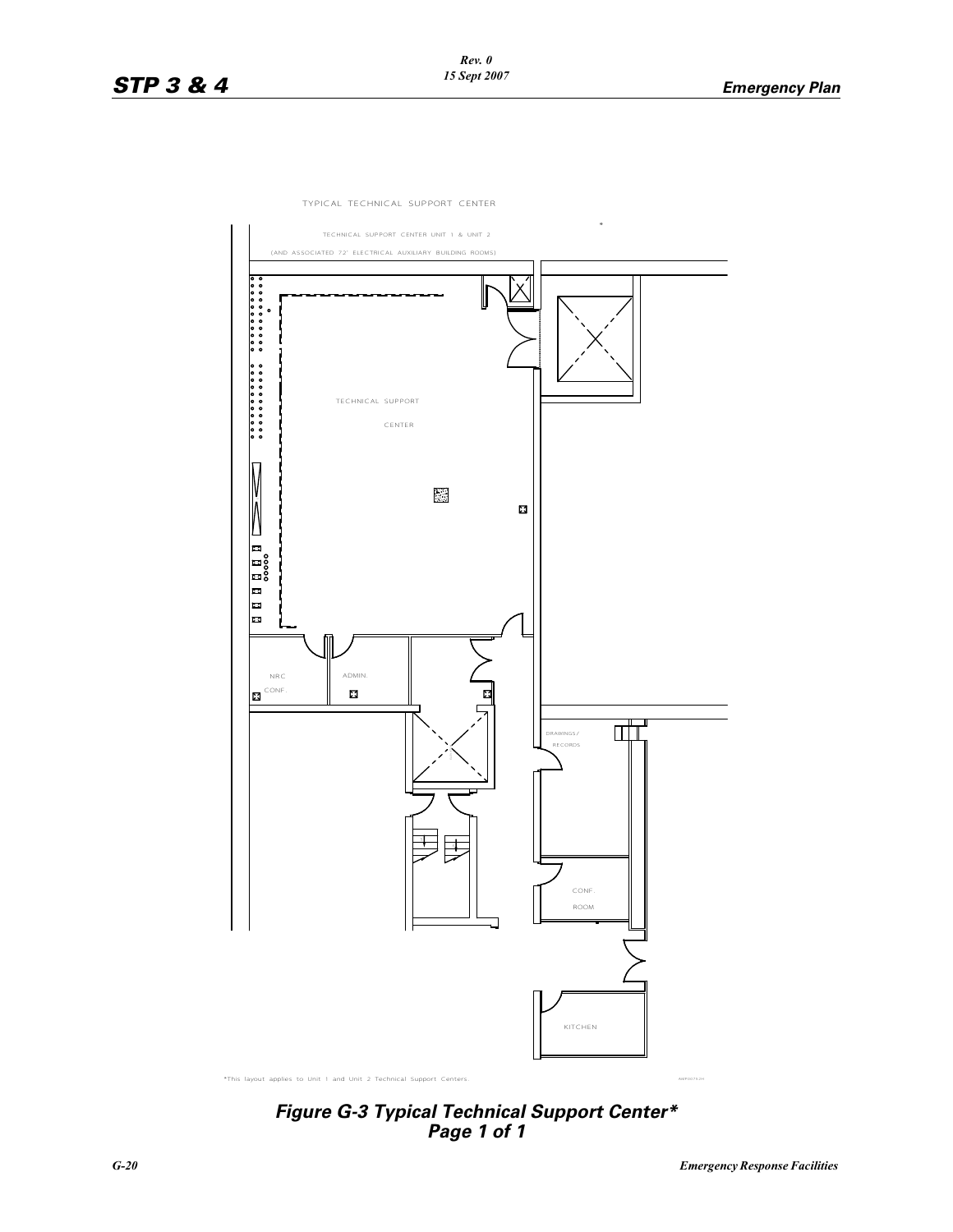TYPICAL TECHNICAL SUPPORT CENTER

TECHNICAL SUPPORT CENTER UNIT 1 & UNIT 2

(AND ASSOCIATED 72' ELECTRICAL AUXILIARY BUILDING ROOMS)

*

TECHNICAL SUPPORT CENTER

NRC CONF.

ADMIN.

DRAWINGS/ RECORDS

CONF. ROOM

KITCHEN

*This layout applies to Unit 1 and Unit 2 Technical Support Centers.

***Figure G-3 Typical Technical Support Center\****
***Page 1 of 1***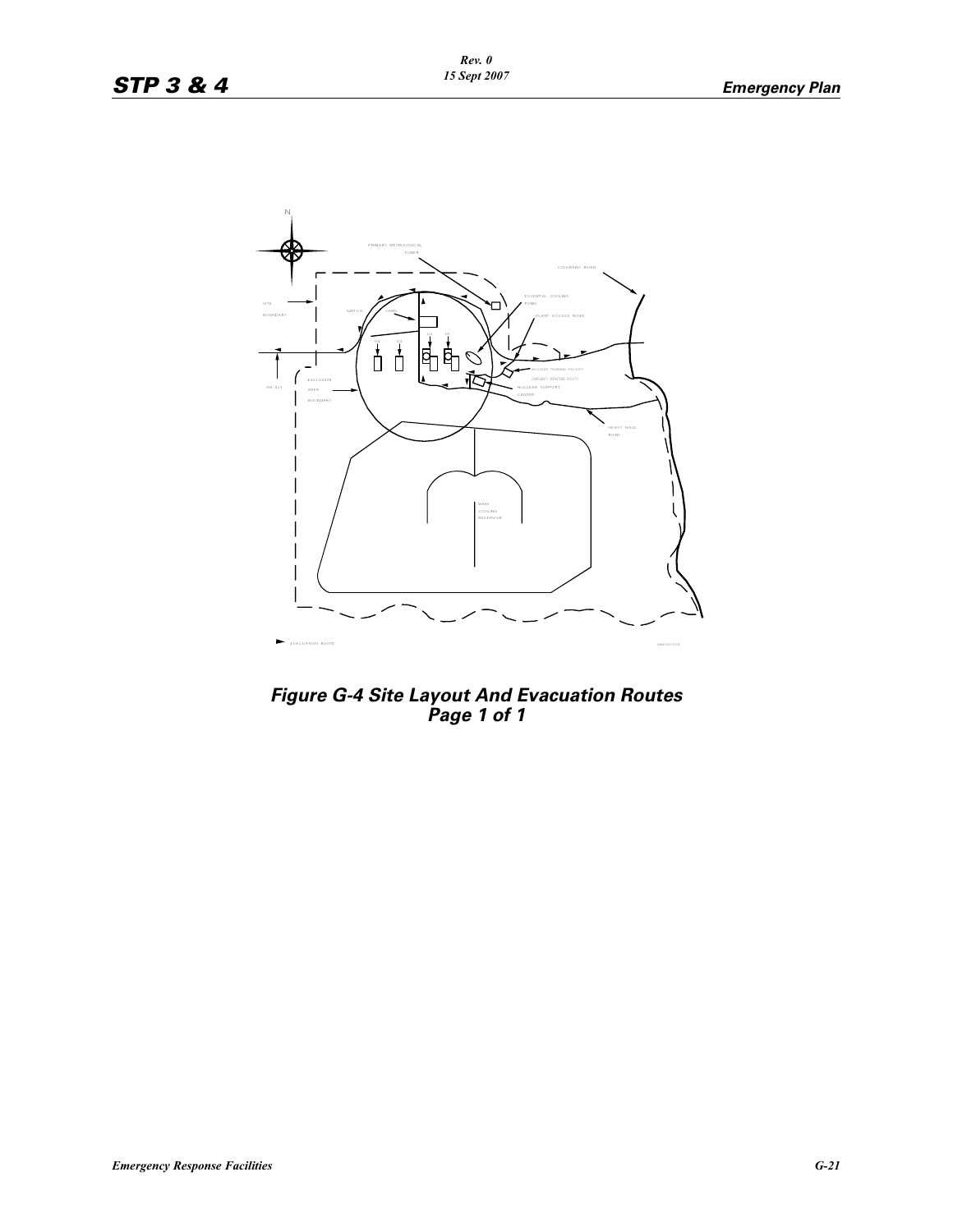N

PRIMARY METROLOGICAL TOWER

COLORADO RIVER

ESSENTIAL COOLING POND

SITE BOUNDARY

SWITCH YARD

PLANT ACCESS ROAD

U4 U3 U1 U2

NUCLEAR TRAINING FACILITY

EMERGENCY OPERATING FACILITY

FM 521

EXCLUSION AREA BOUNDARY

NUCLEAR SUPPORT CENTER

HEAVY HAUL ROAD

MAIN COOLING RESERVOIR

EVACUATION ROUTE

**Figure G-4 Site Layout And Evacuation Routes**
**Page 1 of 1**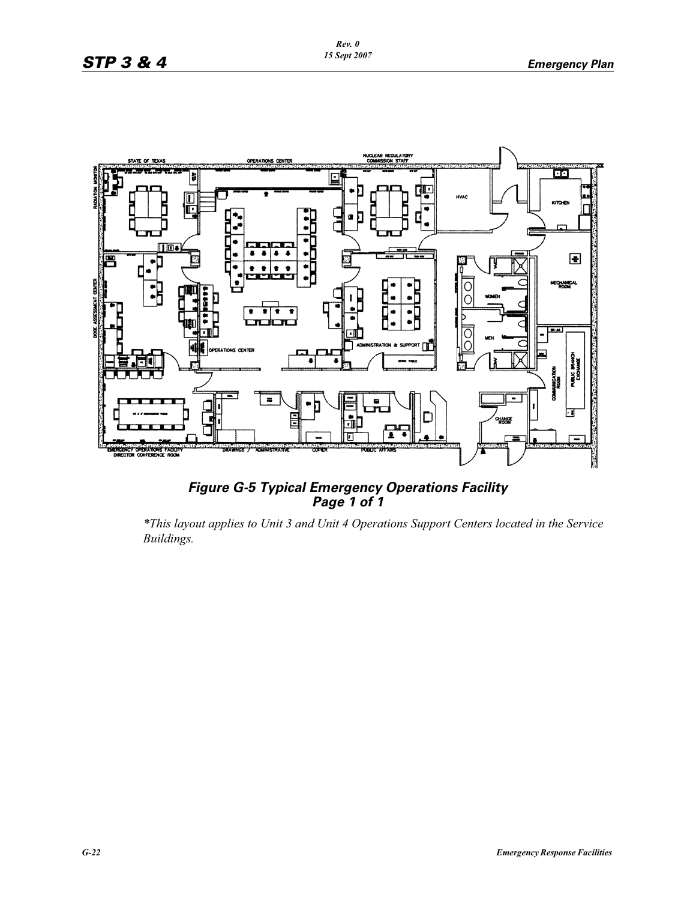**Figure G-5 Typical Emergency Operations Facility**
**Page 1 of 1**

*\*This layout applies to Unit 3 and Unit 4 Operations Support Centers located in the Service Buildings.*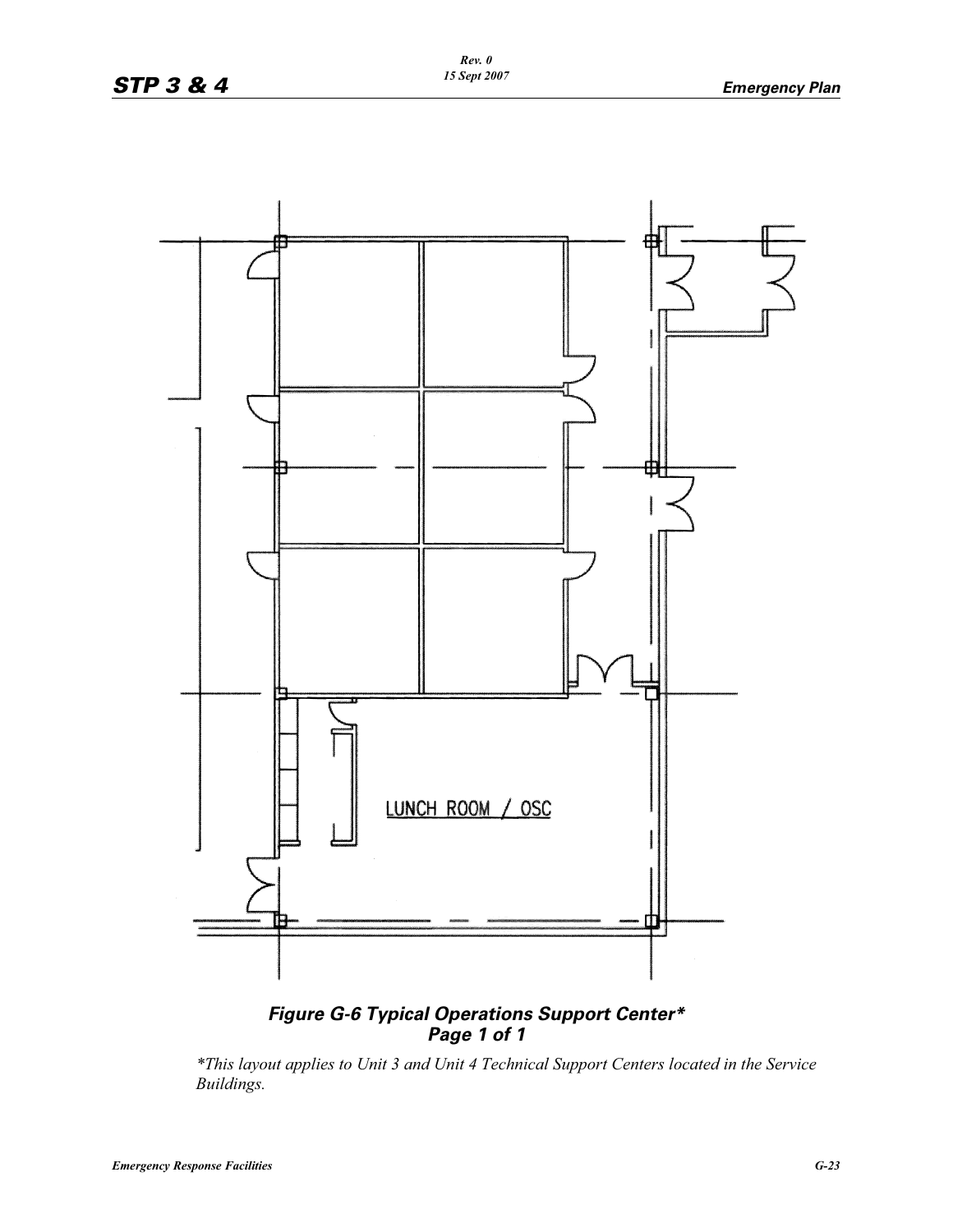LUNCH ROOM / OSC

***Figure G-6 Typical Operations Support Center****
***Page 1 of 1***

**This layout applies to Unit 3 and Unit 4 Technical Support Centers located in the Service Buildings.*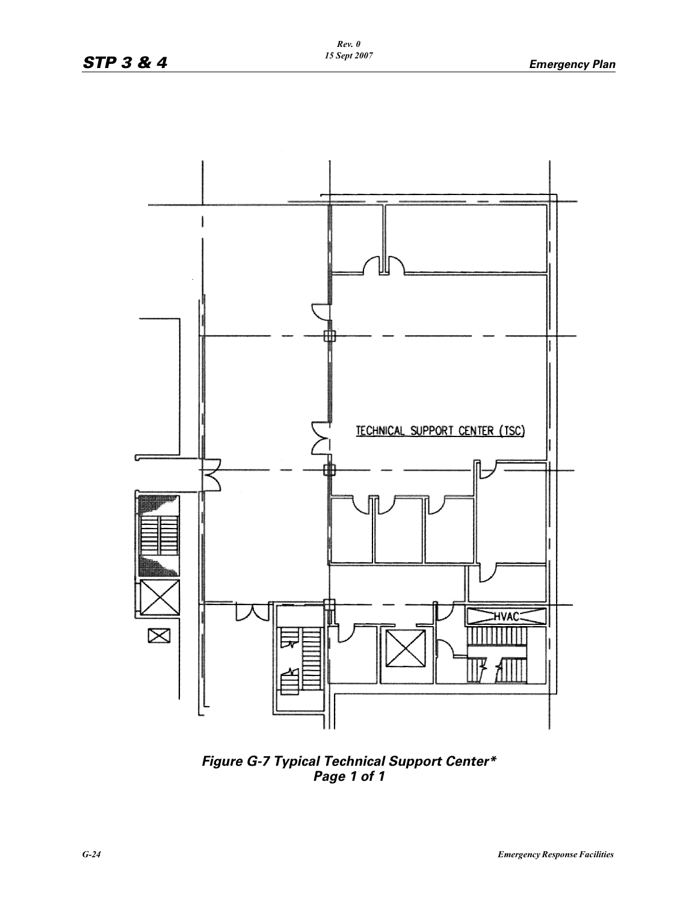TECHNICAL SUPPORT CENTER (TSC)

HVAC

***Figure G-7 Typical Technical Support Center****
***Page 1 of 1***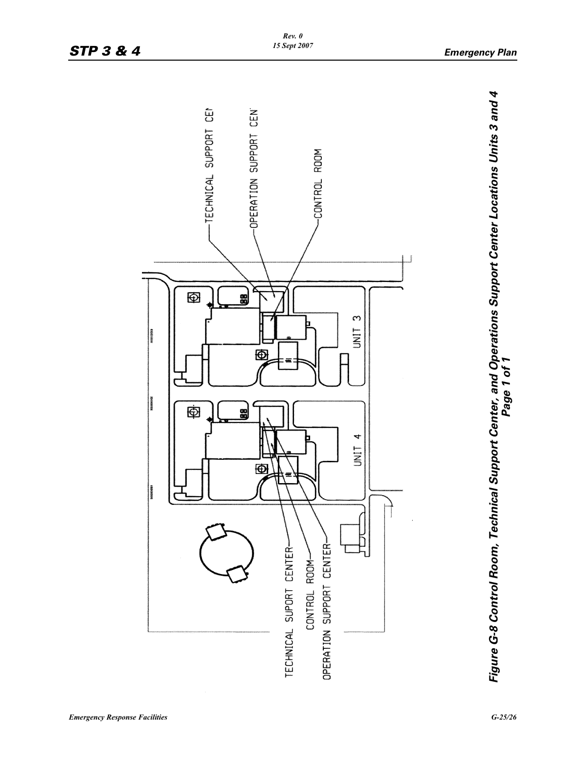TECHNICAL SUPPORT CEN

OPERATION SUPPORT CEN

CONTROL ROOM

UNIT 3

UNIT 4

TECHNICAL SUPORT CENTER

CONTROL ROOM

OPERATION SUPPORT CENTER

*Figure G-8 Control Room, Technical Support Center, and Operations Support Center Locations Units 3 and 4*
*Page 1 of 1*